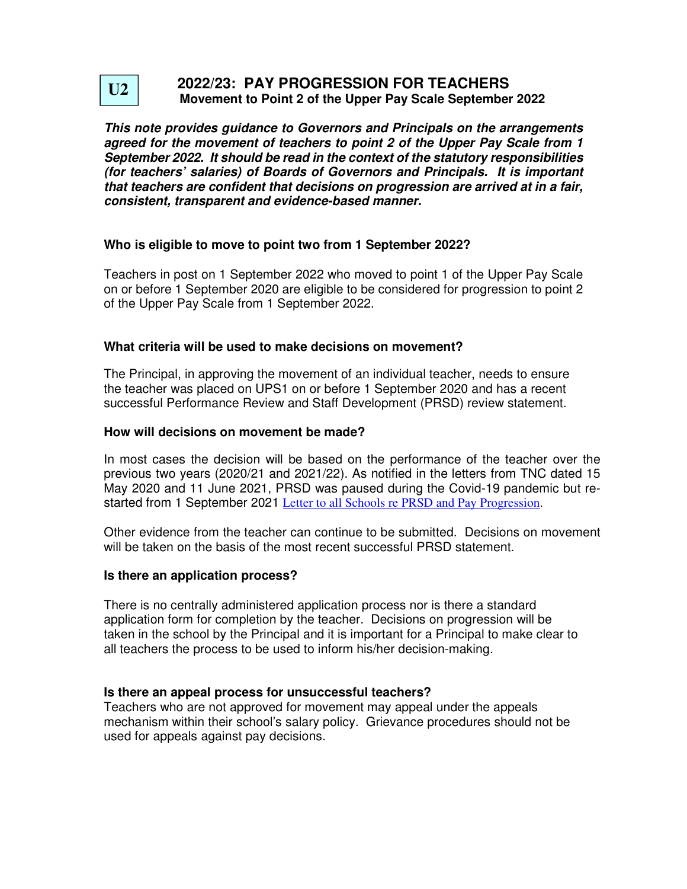**U2**

# 2022/23: PAY PROGRESSION FOR TEACHERS

## Movement to Point 2 of the Upper Pay Scale September 2022

***This note provides guidance to Governors and Principals on the arrangements agreed for the movement of teachers to point 2 of the Upper Pay Scale from 1 September 2022. It should be read in the context of the statutory responsibilities (for teachers' salaries) of Boards of Governors and Principals. It is important that teachers are confident that decisions on progression are arrived at in a fair, consistent, transparent and evidence-based manner.***

### Who is eligible to move to point two from 1 September 2022?

Teachers in post on 1 September 2022 who moved to point 1 of the Upper Pay Scale on or before 1 September 2020 are eligible to be considered for progression to point 2 of the Upper Pay Scale from 1 September 2022.

### What criteria will be used to make decisions on movement?

The Principal, in approving the movement of an individual teacher, needs to ensure the teacher was placed on UPS1 on or before 1 September 2020 and has a recent successful Performance Review and Staff Development (PRSD) review statement.

### How will decisions on movement be made?

In most cases the decision will be based on the performance of the teacher over the previous two years (2020/21 and 2021/22). As notified in the letters from TNC dated 15 May 2020 and 11 June 2021, PRSD was paused during the Covid-19 pandemic but re-started from 1 September 2021 Letter to all Schools re PRSD and Pay Progression.

Other evidence from the teacher can continue to be submitted. Decisions on movement will be taken on the basis of the most recent successful PRSD statement.

### Is there an application process?

There is no centrally administered application process nor is there a standard application form for completion by the teacher. Decisions on progression will be taken in the school by the Principal and it is important for a Principal to make clear to all teachers the process to be used to inform his/her decision-making.

### Is there an appeal process for unsuccessful teachers?

Teachers who are not approved for movement may appeal under the appeals mechanism within their school's salary policy. Grievance procedures should not be used for appeals against pay decisions.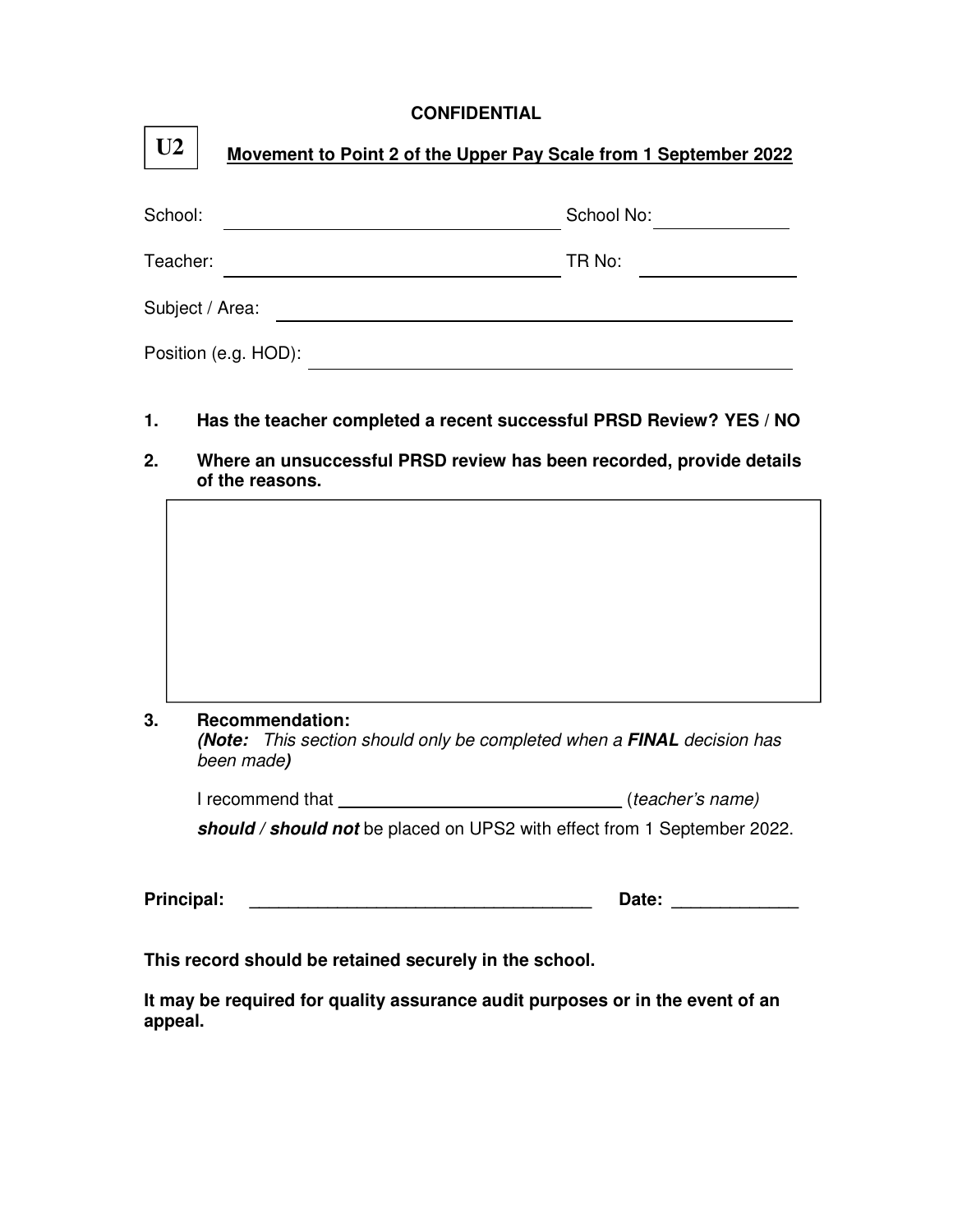**CONFIDENTIAL**

**U2**

**Movement to Point 2 of the Upper Pay Scale from 1 September 2022**

School: ______________________________ School No: ____________

Teacher: ______________________________ TR No: ____________

Subject / Area: ________________________________________________

Position (e.g. HOD): ____________________________________________

**1. Has the teacher completed a recent successful PRSD Review? YES / NO**

**2. Where an unsuccessful PRSD review has been recorded, provide details of the reasons.**

| |
|---|
| |

**3. Recommendation:**
***(Note:** This section should only be completed when a **FINAL** decision has been made**)***

I recommend that ____________________________ (*teacher's name)*

***should / should not*** be placed on UPS2 with effect from 1 September 2022.

**Principal:** ___________________________________ **Date:** _____________

**This record should be retained securely in the school.**

**It may be required for quality assurance audit purposes or in the event of an appeal.**